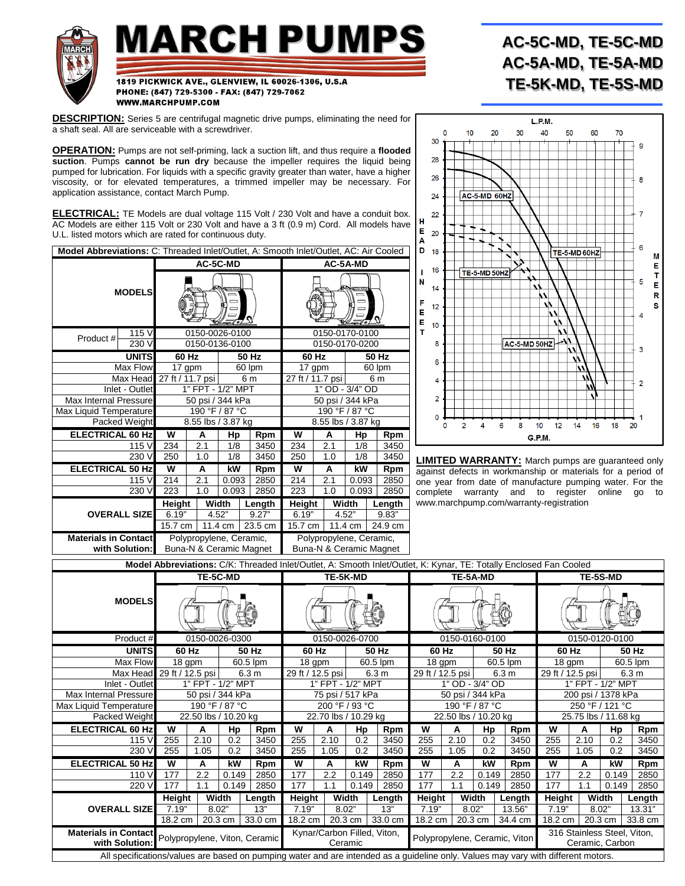# MARCH PUMPS

1819 PICKWICK AVE., GLENVIEW, IL 60026-1306, U.S.A
PHONE: (847) 729-5300 - FAX: (847) 729-7062
WWW.MARCHPUMP.COM

## AC-5C-MD, TE-5C-MD
## AC-5A-MD, TE-5A-MD
## TE-5K-MD, TE-5S-MD

**DESCRIPTION:** Series 5 are centrifugal magnetic drive pumps, eliminating the need for a shaft seal. All are serviceable with a screwdriver.

**OPERATION:** Pumps are not self-priming, lack a suction lift, and thus require a **flooded suction**. Pumps **cannot be run dry** because the impeller requires the liquid being pumped for lubrication. For liquids with a specific gravity greater than water, have a higher viscosity, or for elevated temperatures, a trimmed impeller may be necessary. For application assistance, contact March Pump.

**ELECTRICAL:** TE Models are dual voltage 115 Volt / 230 Volt and have a conduit box. AC Models are either 115 Volt or 230 Volt and have a 3 ft (0.9 m) Cord. All models have U.L. listed motors which are rated for continuous duty.

**Model Abbreviations:** C: Threaded Inlet/Outlet, A: Smooth Inlet/Outlet, AC: Air Cooled

| MODELS | AC-5C-MD | | | | AC-5A-MD | | | |
|---|---|---|---|---|---|---|---|---|
| Product # 115 V | 0150-0026-0100 | | | | 0150-0170-0100 | | | |
| Product # 230 V | 0150-0136-0100 | | | | 0150-0170-0200 | | | |
| **UNITS** | **60 Hz** | | **50 Hz** | | **60 Hz** | | **50 Hz** | |
| Max Flow | 17 gpm | | 60 lpm | | 17 gpm | | 60 lpm | |
| Max Head | 27 ft / 11.7 psi | | 6 m | | 27 ft / 11.7 psi | | 6 m | |
| Inlet - Outlet | 1" FPT - 1/2" MPT | | | | 1" OD - 3/4" OD | | | |
| Max Internal Pressure | 50 psi / 344 kPa | | | | 50 psi / 344 kPa | | | |
| Max Liquid Temperature | 190 °F / 87 °C | | | | 190 °F / 87 °C | | | |
| Packed Weight | 8.55 lbs / 3.87 kg | | | | 8.55 lbs / 3.87 kg | | | |
| **ELECTRICAL 60 Hz** | **W** | **A** | **Hp** | **Rpm** | **W** | **A** | **Hp** | **Rpm** |
| 115 V | 234 | 2.1 | 1/8 | 3450 | 234 | 2.1 | 1/8 | 3450 |
| 230 V | 250 | 1.0 | 1/8 | 3450 | 250 | 1.0 | 1/8 | 3450 |
| **ELECTRICAL 50 Hz** | **W** | **A** | **kW** | **Rpm** | **W** | **A** | **kW** | **Rpm** |
| 115 V | 214 | 2.1 | 0.093 | 2850 | 214 | 2.1 | 0.093 | 2850 |
| 230 V | 223 | 1.0 | 0.093 | 2850 | 223 | 1.0 | 0.093 | 2850 |
| **OVERALL SIZE** | **Height** | **Width** | **Length** | | **Height** | **Width** | **Length** | |
| | 6.19" | 4.52" | 9.27" | | 6.19" | 4.52" | 9.83" | |
| | 15.7 cm | 11.4 cm | 23.5 cm | | 15.7 cm | 11.4 cm | 24.9 cm | |
| **Materials in Contact with Solution:** | Polypropylene, Ceramic, Buna-N & Ceramic Magnet | | | | Polypropylene, Ceramic, Buna-N & Ceramic Magnet | | | |

**LIMITED WARRANTY:** March pumps are guaranteed only against defects in workmanship or materials for a period of one year from date of manufacture pumping water. For the complete warranty and to register online go to www.marchpump.com/warranty-registration

**Model Abbreviations:** C/K: Threaded Inlet/Outlet, A: Smooth Inlet/Outlet, K: Kynar, TE: Totally Enclosed Fan Cooled

| MODELS | TE-5C-MD | | | | TE-5K-MD | | | | TE-5A-MD | | | | TE-5S-MD | | | |
|---|---|---|---|---|---|---|---|---|---|---|---|---|---|---|---|---|
| Product # | 0150-0026-0300 | | | | 0150-0026-0700 | | | | 0150-0160-0100 | | | | 0150-0120-0100 | | | |
| **UNITS** | **60 Hz** | | **50 Hz** | | **60 Hz** | | **50 Hz** | | **60 Hz** | | **50 Hz** | | **60 Hz** | | **50 Hz** | |
| Max Flow | 18 gpm | | 60.5 lpm | | 18 gpm | | 60.5 lpm | | 18 gpm | | 60.5 lpm | | 18 gpm | | 60.5 lpm | |
| Max Head | 29 ft / 12.5 psi | | 6.3 m | | 29 ft / 12.5 psi | | 6.3 m | | 29 ft / 12.5 psi | | 6.3 m | | 29 ft / 12.5 psi | | 6.3 m | |
| Inlet - Outlet | 1" FPT - 1/2" MPT | | | | 1" FPT - 1/2" MPT | | | | 1" OD - 3/4" OD | | | | 1" FPT - 1/2" MPT | | | |
| Max Internal Pressure | 50 psi / 344 kPa | | | | 75 psi / 517 kPa | | | | 50 psi / 344 kPa | | | | 200 psi / 1378 kPa | | | |
| Max Liquid Temperature | 190 °F / 87 °C | | | | 200 °F / 93 °C | | | | 190 °F / 87 °C | | | | 250 °F / 121 °C | | | |
| Packed Weight | 22.50 lbs / 10.20 kg | | | | 22.70 lbs / 10.29 kg | | | | 22.50 lbs / 10.20 kg | | | | 25.75 lbs / 11.68 kg | | | |
| **ELECTRICAL 60 Hz** | **W** | **A** | **Hp** | **Rpm** | **W** | **A** | **Hp** | **Rpm** | **W** | **A** | **Hp** | **Rpm** | **W** | **A** | **Hp** | **Rpm** |
| 115 V | 255 | 2.10 | 0.2 | 3450 | 255 | 2.10 | 0.2 | 3450 | 255 | 2.10 | 0.2 | 3450 | 255 | 2.10 | 0.2 | 3450 |
| 230 V | 255 | 1.05 | 0.2 | 3450 | 255 | 1.05 | 0.2 | 3450 | 255 | 1.05 | 0.2 | 3450 | 255 | 1.05 | 0.2 | 3450 |
| **ELECTRICAL 50 Hz** | **W** | **A** | **kW** | **Rpm** | **W** | **A** | **kW** | **Rpm** | **W** | **A** | **kW** | **Rpm** | **W** | **A** | **kW** | **Rpm** |
| 110 V | 177 | 2.2 | 0.149 | 2850 | 177 | 2.2 | 0.149 | 2850 | 177 | 2.2 | 0.149 | 2850 | 177 | 2.2 | 0.149 | 2850 |
| 220 V | 177 | 1.1 | 0.149 | 2850 | 177 | 1.1 | 0.149 | 2850 | 177 | 1.1 | 0.149 | 2850 | 177 | 1.1 | 0.149 | 2850 |
| **OVERALL SIZE** | **Height** | **Width** | **Length** | | **Height** | **Width** | **Length** | | **Height** | **Width** | **Length** | | **Height** | **Width** | **Length** | |
| | 7.19" | 8.02" | 13" | | 7.19" | 8.02" | 13" | | 7.19" | 8.02" | 13.56" | | 7.19" | 8.02" | 13.31" | |
| | 18.2 cm | 20.3 cm | 33.0 cm | | 18.2 cm | 20.3 cm | 33.0 cm | | 18.2 cm | 20.3 cm | 34.4 cm | | 18.2 cm | 20.3 cm | 33.8 cm | |
| **Materials in Contact with Solution:** | Polypropylene, Viton, Ceramic | | | | Kynar/Carbon Filled, Viton, Ceramic | | | | Polypropylene, Ceramic, Viton | | | | 316 Stainless Steel, Viton, Ceramic, Carbon | | | |

All specifications/values are based on pumping water and are intended as a guideline only. Values may vary with different motors.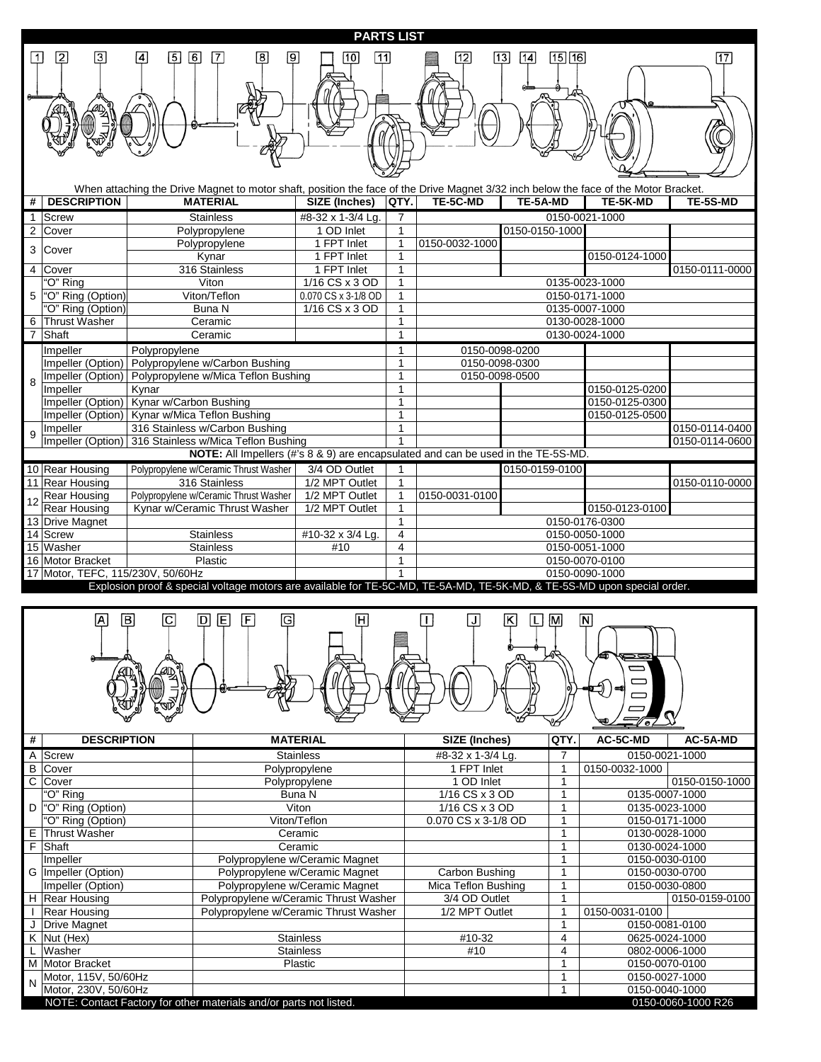## PARTS LIST

When attaching the Drive Magnet to motor shaft, position the face of the Drive Magnet 3/32 inch below the face of the Motor Bracket.

| # | DESCRIPTION | MATERIAL | SIZE (Inches) | QTY. | TE-5C-MD | TE-5A-MD | TE-5K-MD | TE-5S-MD |
|---|---|---|---|---|---|---|---|---|
| 1 | Screw | Stainless | #8-32 x 1-3/4 Lg. | 7 | 0150-0021-1000 | | | |
| 2 | Cover | Polypropylene | 1 OD Inlet | 1 | | 0150-0150-1000 | | |
| 3 | Cover | Polypropylene | 1 FPT Inlet | 1 | 0150-0032-1000 | | | |
| | | Kynar | 1 FPT Inlet | 1 | | | 0150-0124-1000 | |
| 4 | Cover | 316 Stainless | 1 FPT Inlet | 1 | | | | 0150-0111-0000 |
| 5 | "O" Ring | Viton | 1/16 CS x 3 OD | 1 | 0135-0023-1000 | | | |
| | "O" Ring (Option) | Viton/Teflon | 0.070 CS x 3-1/8 OD | 1 | 0150-0171-1000 | | | |
| | "O" Ring (Option) | Buna N | 1/16 CS x 3 OD | 1 | 0135-0007-1000 | | | |
| 6 | Thrust Washer | Ceramic | | 1 | 0130-0028-1000 | | | |
| 7 | Shaft | Ceramic | | 1 | 0130-0024-1000 | | | |
| 8 | Impeller | Polypropylene | | 1 | 0150-0098-0200 | | | |
| | Impeller (Option) | Polypropylene w/Carbon Bushing | | 1 | 0150-0098-0300 | | | |
| | Impeller (Option) | Polypropylene w/Mica Teflon Bushing | | 1 | 0150-0098-0500 | | | |
| | Impeller | Kynar | | 1 | | | 0150-0125-0200 | |
| | Impeller (Option) | Kynar w/Carbon Bushing | | 1 | | | 0150-0125-0300 | |
| | Impeller (Option) | Kynar w/Mica Teflon Bushing | | 1 | | | 0150-0125-0500 | |
| 9 | Impeller | 316 Stainless w/Carbon Bushing | | 1 | | | | 0150-0114-0400 |
| | Impeller (Option) | 316 Stainless w/Mica Teflon Bushing | | 1 | | | | 0150-0114-0600 |
| | **NOTE:** All Impellers (#'s 8 & 9) are encapsulated and can be used in the TE-5S-MD. | | | | | | | |
| 10 | Rear Housing | Polypropylene w/Ceramic Thrust Washer | 3/4 OD Outlet | 1 | | 0150-0159-0100 | | |
| 11 | Rear Housing | 316 Stainless | 1/2 MPT Outlet | 1 | | | | 0150-0110-0000 |
| 12 | Rear Housing | Polypropylene w/Ceramic Thrust Washer | 1/2 MPT Outlet | 1 | 0150-0031-0100 | | | |
| | Rear Housing | Kynar w/Ceramic Thrust Washer | 1/2 MPT Outlet | 1 | | | 0150-0123-0100 | |
| 13 | Drive Magnet | | | 1 | 0150-0176-0300 | | | |
| 14 | Screw | Stainless | #10-32 x 3/4 Lg. | 4 | 0150-0050-1000 | | | |
| 15 | Washer | Stainless | #10 | 4 | 0150-0051-1000 | | | |
| 16 | Motor Bracket | Plastic | | 1 | 0150-0070-0100 | | | |
| 17 | Motor, TEFC, 115/230V, 50/60Hz | | | 1 | 0150-0090-1000 | | | |

Explosion proof & special voltage motors are available for TE-5C-MD, TE-5A-MD, TE-5K-MD, & TE-5S-MD upon special order.

| # | DESCRIPTION | MATERIAL | SIZE (Inches) | QTY. | AC-5C-MD | AC-5A-MD |
|---|---|---|---|---|---|---|
| A | Screw | Stainless | #8-32 x 1-3/4 Lg. | 7 | 0150-0021-1000 | |
| B | Cover | Polypropylene | 1 FPT Inlet | 1 | 0150-0032-1000 | |
| C | Cover | Polypropylene | 1 OD Inlet | 1 | | 0150-0150-1000 |
| D | "O" Ring | Buna N | 1/16 CS x 3 OD | 1 | 0135-0007-1000 | |
| | "O" Ring (Option) | Viton | 1/16 CS x 3 OD | 1 | 0135-0023-1000 | |
| | "O" Ring (Option) | Viton/Teflon | 0.070 CS x 3-1/8 OD | 1 | 0150-0171-1000 | |
| E | Thrust Washer | Ceramic | | 1 | 0130-0028-1000 | |
| F | Shaft | Ceramic | | 1 | 0130-0024-1000 | |
| G | Impeller | Polypropylene w/Ceramic Magnet | | 1 | 0150-0030-0100 | |
| | Impeller (Option) | Polypropylene w/Ceramic Magnet | Carbon Bushing | 1 | 0150-0030-0700 | |
| | Impeller (Option) | Polypropylene w/Ceramic Magnet | Mica Teflon Bushing | 1 | 0150-0030-0800 | |
| H | Rear Housing | Polypropylene w/Ceramic Thrust Washer | 3/4 OD Outlet | 1 | | 0150-0159-0100 |
| I | Rear Housing | Polypropylene w/Ceramic Thrust Washer | 1/2 MPT Outlet | 1 | 0150-0031-0100 | |
| J | Drive Magnet | | | 1 | 0150-0081-0100 | |
| K | Nut (Hex) | Stainless | #10-32 | 4 | 0625-0024-1000 | |
| L | Washer | Stainless | #10 | 4 | 0802-0006-1000 | |
| M | Motor Bracket | Plastic | | 1 | 0150-0070-0100 | |
| N | Motor, 115V, 50/60Hz | | | 1 | 0150-0027-1000 | |
| | Motor, 230V, 50/60Hz | | | 1 | 0150-0040-1000 | |

NOTE: Contact Factory for other materials and/or parts not listed.

0150-0060-1000 R26